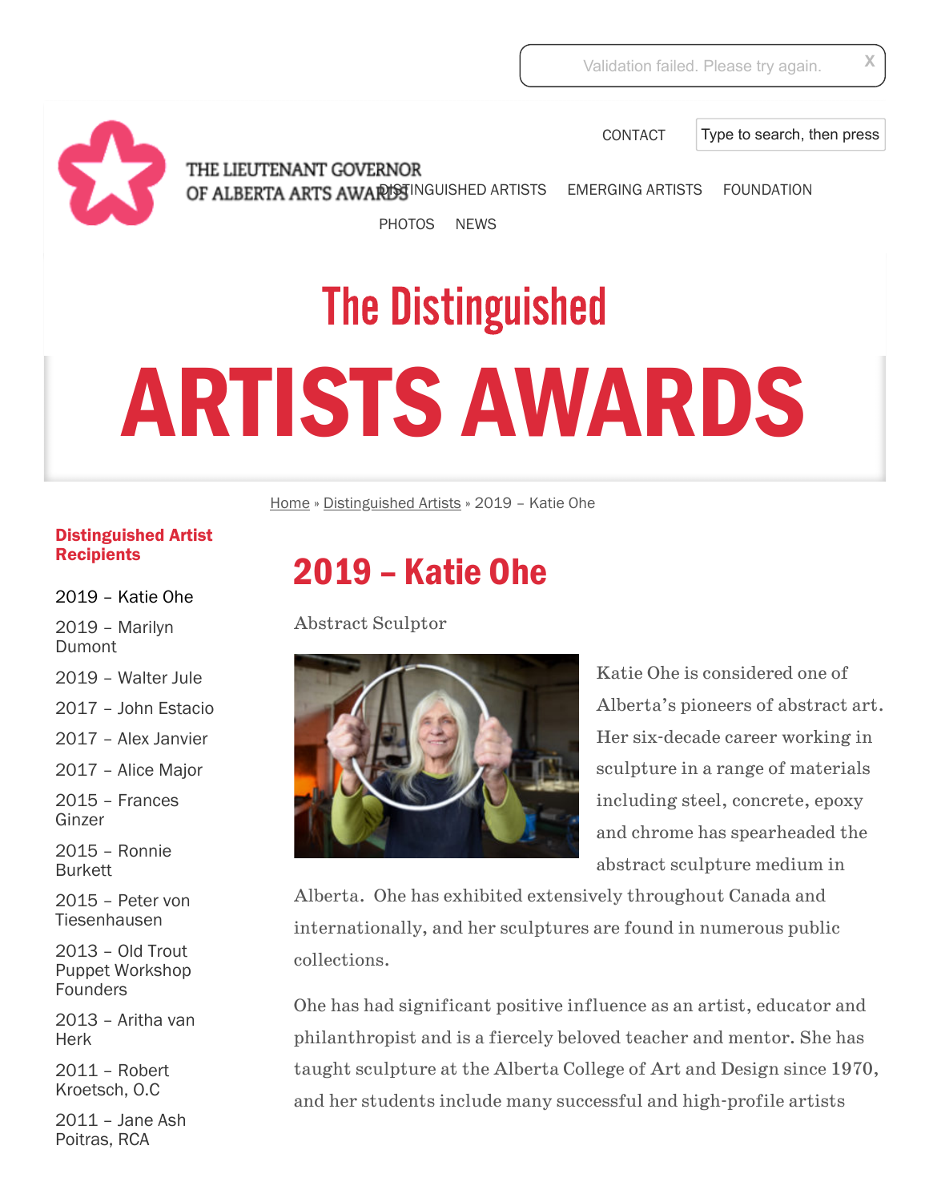Validation failed. Please try again.

CONTACT

THE LIEUTENANT GOVERNOR OF ALBERTA ARTS AWARDS

DISTINGUISHED ARTISTS EMERGING ARTISTS FOUNDATION PHOTOS NEWS

# The Distinguished ARTISTS AWARDS

Home » Distinguished Artists » 2019 – Katie Ohe

**Distinguished Artist Recipients**

- 2019 – Katie Ohe
- 2019 – Marilyn Dumont
- 2019 – Walter Jule
- 2017 – John Estacio
- 2017 – Alex Janvier
- 2017 – Alice Major
- 2015 – Frances Ginzer
- 2015 – Ronnie Burkett
- 2015 – Peter von Tiesenhausen
- 2013 – Old Trout Puppet Workshop Founders
- 2013 – Aritha van Herk
- 2011 – Robert Kroetsch, O.C
- 2011 – Jane Ash Poitras, RCA

## 2019 – Katie Ohe

Abstract Sculptor

Katie Ohe is considered one of Alberta's pioneers of abstract art. Her six-decade career working in sculpture in a range of materials including steel, concrete, epoxy and chrome has spearheaded the abstract sculpture medium in Alberta. Ohe has exhibited extensively throughout Canada and internationally, and her sculptures are found in numerous public collections.

Ohe has had significant positive influence as an artist, educator and philanthropist and is a fiercely beloved teacher and mentor. She has taught sculpture at the Alberta College of Art and Design since 1970, and her students include many successful and high-profile artists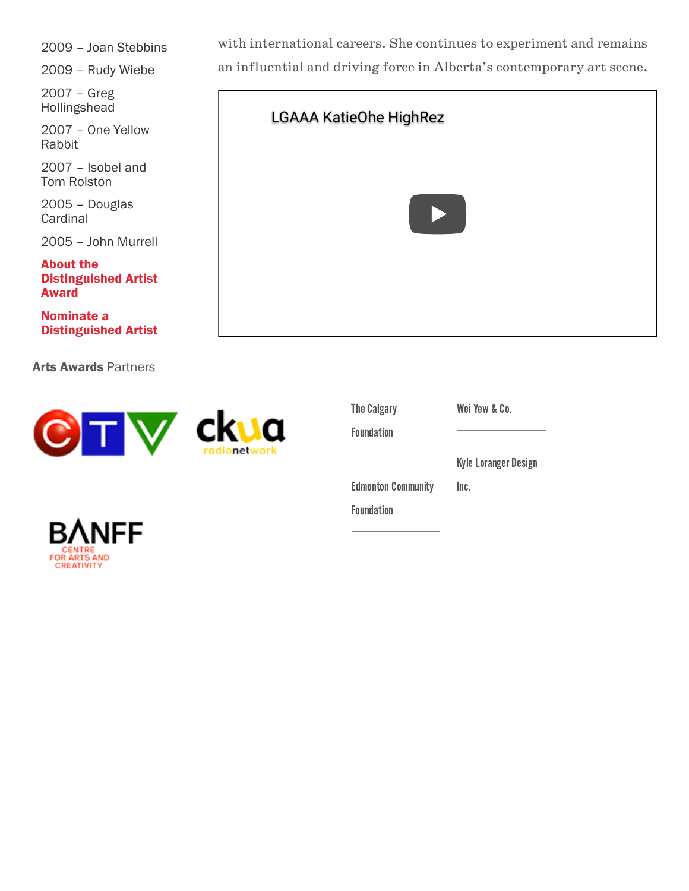- 2009 – Joan Stebbins
- 2009 – Rudy Wiebe
- 2007 – Greg Hollingshead
- 2007 – One Yellow Rabbit
- 2007 – Isobel and Tom Rolston
- 2005 – Douglas Cardinal
- 2005 – John Murrell

**About the Distinguished Artist Award**

**Nominate a Distinguished Artist**

with international careers. She continues to experiment and remains an influential and driving force in Alberta's contemporary art scene.

LGAAA KatieOhe HighRez

**Arts Awards** Partners

The Calgary Foundation

Wei Yew & Co.

Edmonton Community Foundation

Kyle Loranger Design Inc.